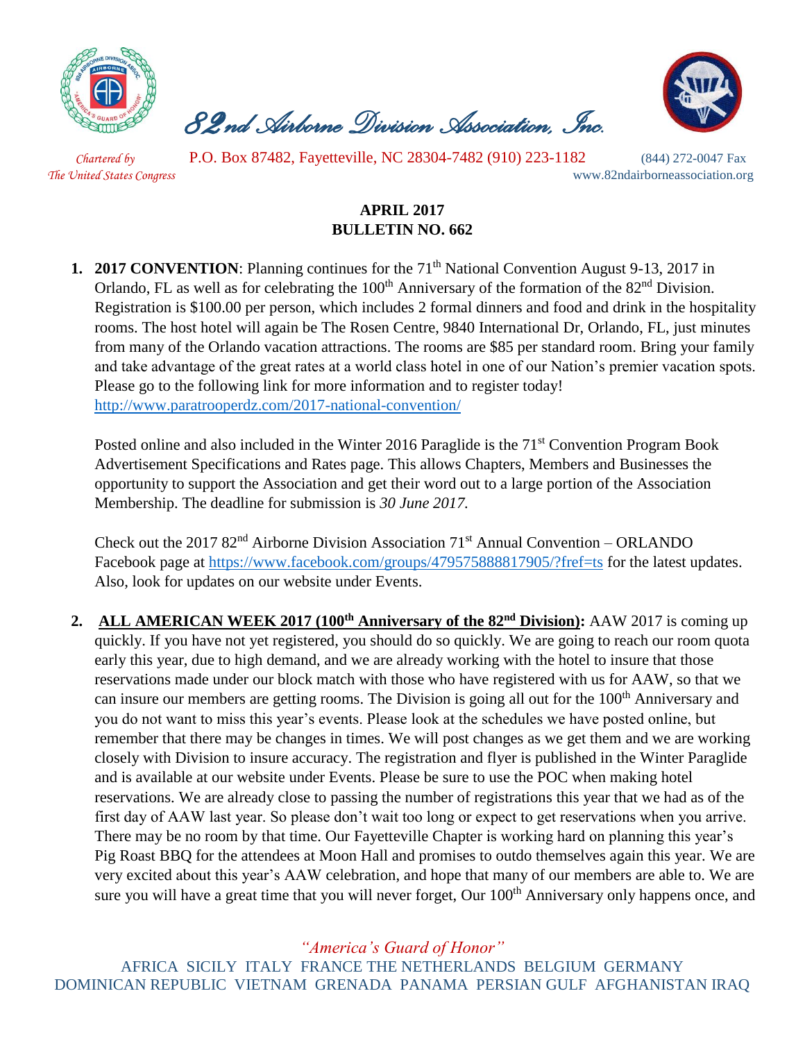# 82nd Airborne Division Association, Inc.

*Chartered by The United States Congress*

P.O. Box 87482, Fayetteville, NC 28304-7482 (910) 223-1182 (844) 272-0047 Fax

www.82ndairborneassociation.org

**APRIL 2017**
**BULLETIN NO. 662**

1. **2017 CONVENTION**: Planning continues for the 71th National Convention August 9-13, 2017 in Orlando, FL as well as for celebrating the 100th Anniversary of the formation of the 82nd Division. Registration is $100.00 per person, which includes 2 formal dinners and food and drink in the hospitality rooms. The host hotel will again be The Rosen Centre, 9840 International Dr, Orlando, FL, just minutes from many of the Orlando vacation attractions. The rooms are $85 per standard room. Bring your family and take advantage of the great rates at a world class hotel in one of our Nation's premier vacation spots. Please go to the following link for more information and to register today! http://www.paratrooperdz.com/2017-national-convention/

   Posted online and also included in the Winter 2016 Paraglide is the 71st Convention Program Book Advertisement Specifications and Rates page. This allows Chapters, Members and Businesses the opportunity to support the Association and get their word out to a large portion of the Association Membership. The deadline for submission is *30 June 2017.*

   Check out the 2017 82nd Airborne Division Association 71st Annual Convention – ORLANDO Facebook page at https://www.facebook.com/groups/479575888817905/?fref=ts for the latest updates. Also, look for updates on our website under Events.

2. **ALL AMERICAN WEEK 2017 (100th Anniversary of the 82nd Division):** AAW 2017 is coming up quickly. If you have not yet registered, you should do so quickly. We are going to reach our room quota early this year, due to high demand, and we are already working with the hotel to insure that those reservations made under our block match with those who have registered with us for AAW, so that we can insure our members are getting rooms. The Division is going all out for the 100th Anniversary and you do not want to miss this year's events. Please look at the schedules we have posted online, but remember that there may be changes in times. We will post changes as we get them and we are working closely with Division to insure accuracy. The registration and flyer is published in the Winter Paraglide and is available at our website under Events. Please be sure to use the POC when making hotel reservations. We are already close to passing the number of registrations this year that we had as of the first day of AAW last year. So please don't wait too long or expect to get reservations when you arrive. There may be no room by that time. Our Fayetteville Chapter is working hard on planning this year's Pig Roast BBQ for the attendees at Moon Hall and promises to outdo themselves again this year. We are very excited about this year's AAW celebration, and hope that many of our members are able to. We are sure you will have a great time that you will never forget, Our 100th Anniversary only happens once, and

*"America's Guard of Honor"*

AFRICA SICILY ITALY FRANCE THE NETHERLANDS BELGIUM GERMANY DOMINICAN REPUBLIC VIETNAM GRENADA PANAMA PERSIAN GULF AFGHANISTAN IRAQ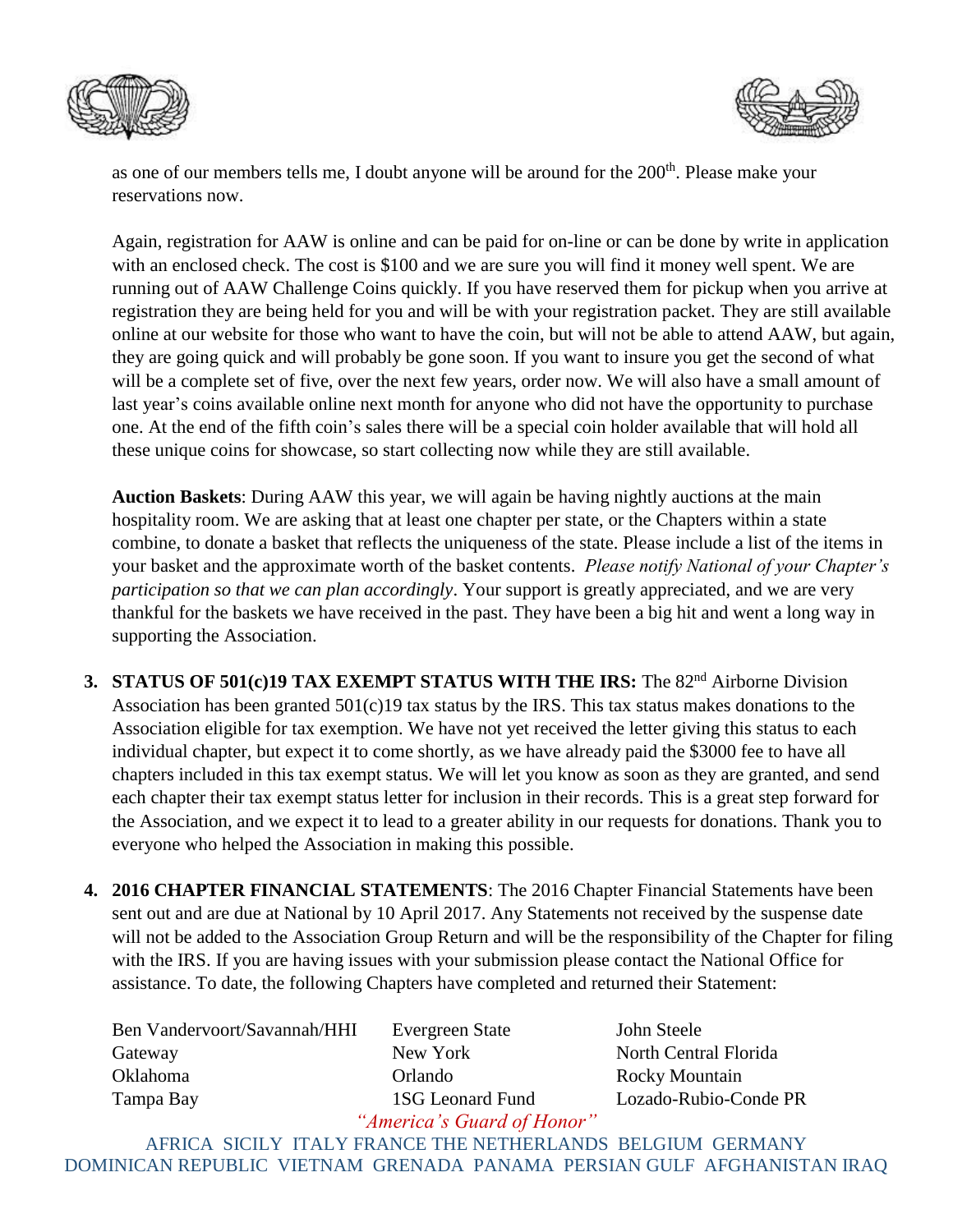as one of our members tells me, I doubt anyone will be around for the 200th. Please make your reservations now.

Again, registration for AAW is online and can be paid for on-line or can be done by write in application with an enclosed check. The cost is $100 and we are sure you will find it money well spent. We are running out of AAW Challenge Coins quickly. If you have reserved them for pickup when you arrive at registration they are being held for you and will be with your registration packet. They are still available online at our website for those who want to have the coin, but will not be able to attend AAW, but again, they are going quick and will probably be gone soon. If you want to insure you get the second of what will be a complete set of five, over the next few years, order now. We will also have a small amount of last year's coins available online next month for anyone who did not have the opportunity to purchase one. At the end of the fifth coin's sales there will be a special coin holder available that will hold all these unique coins for showcase, so start collecting now while they are still available.

**Auction Baskets**: During AAW this year, we will again be having nightly auctions at the main hospitality room. We are asking that at least one chapter per state, or the Chapters within a state combine, to donate a basket that reflects the uniqueness of the state. Please include a list of the items in your basket and the approximate worth of the basket contents. *Please notify National of your Chapter's participation so that we can plan accordingly*. Your support is greatly appreciated, and we are very thankful for the baskets we have received in the past. They have been a big hit and went a long way in supporting the Association.

3. **STATUS OF 501(c)19 TAX EXEMPT STATUS WITH THE IRS:** The 82nd Airborne Division Association has been granted 501(c)19 tax status by the IRS. This tax status makes donations to the Association eligible for tax exemption. We have not yet received the letter giving this status to each individual chapter, but expect it to come shortly, as we have already paid the $3000 fee to have all chapters included in this tax exempt status. We will let you know as soon as they are granted, and send each chapter their tax exempt status letter for inclusion in their records. This is a great step forward for the Association, and we expect it to lead to a greater ability in our requests for donations. Thank you to everyone who helped the Association in making this possible.

4. **2016 CHAPTER FINANCIAL STATEMENTS**: The 2016 Chapter Financial Statements have been sent out and are due at National by 10 April 2017. Any Statements not received by the suspense date will not be added to the Association Group Return and will be the responsibility of the Chapter for filing with the IRS. If you are having issues with your submission please contact the National Office for assistance. To date, the following Chapters have completed and returned their Statement:

| | | |
|---|---|---|
| Ben Vandervoort/Savannah/HHI | Evergreen State | John Steele |
| Gateway | New York | North Central Florida |
| Oklahoma | Orlando | Rocky Mountain |
| Tampa Bay | 1SG Leonard Fund | Lozado-Rubio-Conde PR |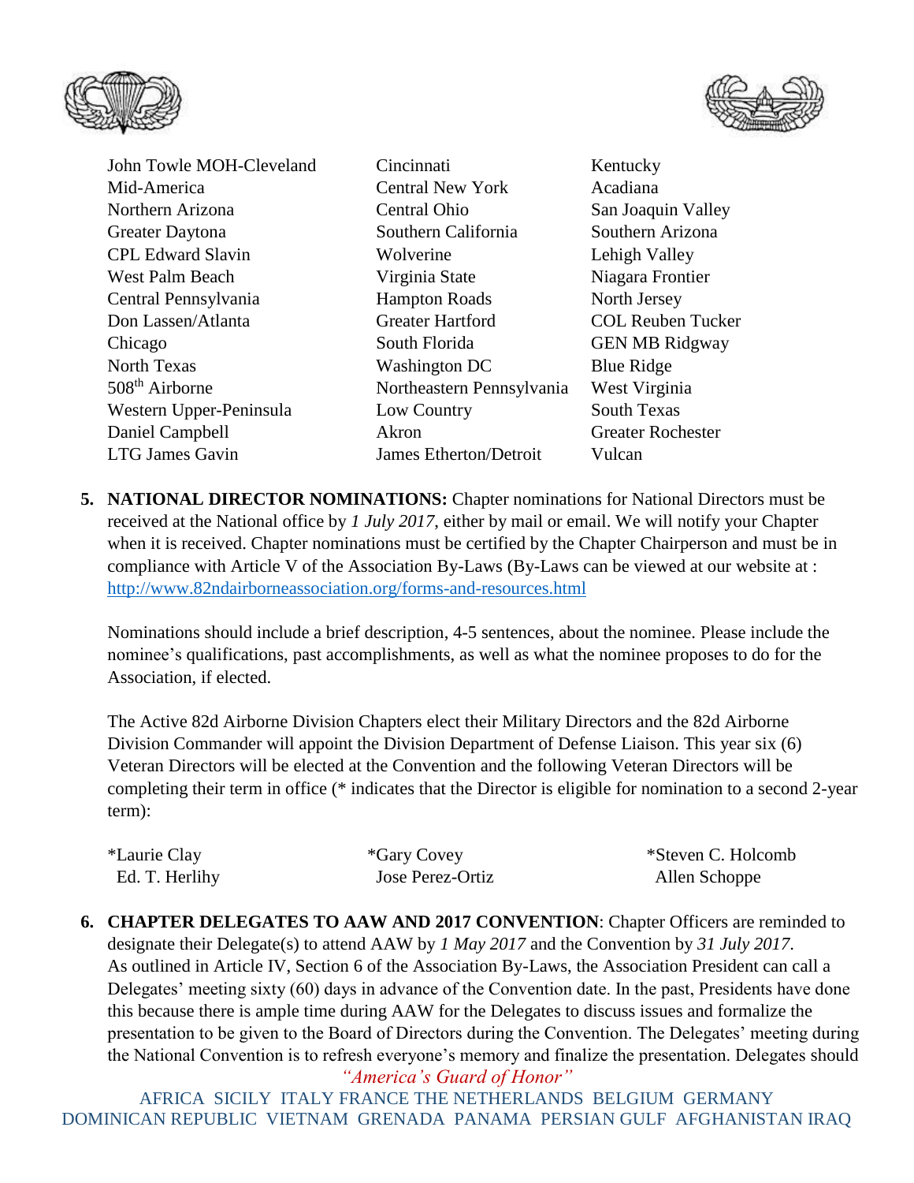John Towle MOH-Cleveland
Mid-America
Northern Arizona
Greater Daytona
CPL Edward Slavin
West Palm Beach
Central Pennsylvania
Don Lassen/Atlanta
Chicago
North Texas
508th Airborne
Western Upper-Peninsula
Daniel Campbell
LTG James Gavin
Cincinnati
Central New York
Central Ohio
Southern California
Wolverine
Virginia State
Hampton Roads
Greater Hartford
South Florida
Washington DC
Northeastern Pennsylvania
Low Country
Akron
James Etherton/Detroit
Kentucky
Acadiana
San Joaquin Valley
Southern Arizona
Lehigh Valley
Niagara Frontier
North Jersey
COL Reuben Tucker
GEN MB Ridgway
Blue Ridge
West Virginia
South Texas
Greater Rochester
Vulcan

5. **NATIONAL DIRECTOR NOMINATIONS:** Chapter nominations for National Directors must be received at the National office by *1 July 2017*, either by mail or email. We will notify your Chapter when it is received. Chapter nominations must be certified by the Chapter Chairperson and must be in compliance with Article V of the Association By-Laws (By-Laws can be viewed at our website at : http://www.82ndairborneassociation.org/forms-and-resources.html

   Nominations should include a brief description, 4-5 sentences, about the nominee. Please include the nominee's qualifications, past accomplishments, as well as what the nominee proposes to do for the Association, if elected.

   The Active 82d Airborne Division Chapters elect their Military Directors and the 82d Airborne Division Commander will appoint the Division Department of Defense Liaison. This year six (6) Veteran Directors will be elected at the Convention and the following Veteran Directors will be completing their term in office (* indicates that the Director is eligible for nomination to a second 2-year term):

   *Laurie Clay
   Ed. T. Herlihy
   *Gary Covey
   Jose Perez-Ortiz
   *Steven C. Holcomb
   Allen Schoppe

6. **CHAPTER DELEGATES TO AAW AND 2017 CONVENTION**: Chapter Officers are reminded to designate their Delegate(s) to attend AAW by *1 May 2017* and the Convention by *31 July 2017*. As outlined in Article IV, Section 6 of the Association By-Laws, the Association President can call a Delegates' meeting sixty (60) days in advance of the Convention date. In the past, Presidents have done this because there is ample time during AAW for the Delegates to discuss issues and formalize the presentation to be given to the Board of Directors during the Convention. The Delegates' meeting during the National Convention is to refresh everyone's memory and finalize the presentation. Delegates should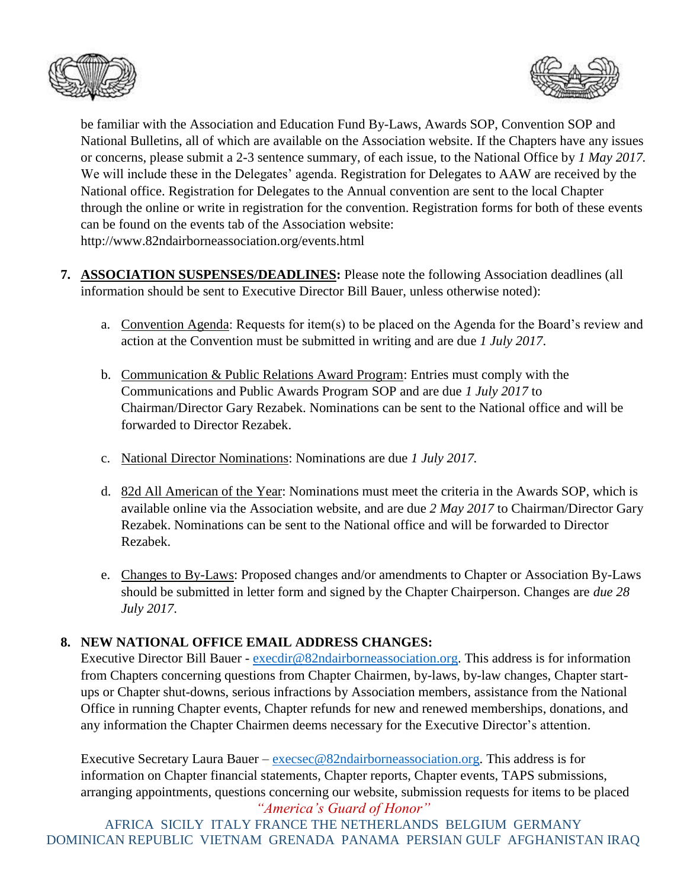be familiar with the Association and Education Fund By-Laws, Awards SOP, Convention SOP and National Bulletins, all of which are available on the Association website. If the Chapters have any issues or concerns, please submit a 2-3 sentence summary, of each issue, to the National Office by *1 May 2017.* We will include these in the Delegates' agenda. Registration for Delegates to AAW are received by the National office. Registration for Delegates to the Annual convention are sent to the local Chapter through the online or write in registration for the convention. Registration forms for both of these events can be found on the events tab of the Association website: http://www.82ndairborneassociation.org/events.html

7. **ASSOCIATION SUSPENSES/DEADLINES:** Please note the following Association deadlines (all information should be sent to Executive Director Bill Bauer, unless otherwise noted):

   a. Convention Agenda: Requests for item(s) to be placed on the Agenda for the Board's review and action at the Convention must be submitted in writing and are due *1 July 2017*.

   b. Communication & Public Relations Award Program: Entries must comply with the Communications and Public Awards Program SOP and are due *1 July 2017* to Chairman/Director Gary Rezabek. Nominations can be sent to the National office and will be forwarded to Director Rezabek.

   c. National Director Nominations: Nominations are due *1 July 2017.*

   d. 82d All American of the Year: Nominations must meet the criteria in the Awards SOP, which is available online via the Association website, and are due *2 May 2017* to Chairman/Director Gary Rezabek. Nominations can be sent to the National office and will be forwarded to Director Rezabek.

   e. Changes to By-Laws: Proposed changes and/or amendments to Chapter or Association By-Laws should be submitted in letter form and signed by the Chapter Chairperson. Changes are *due 28 July 2017.*

8. **NEW NATIONAL OFFICE EMAIL ADDRESS CHANGES:**

   Executive Director Bill Bauer - execdir@82ndairborneassociation.org. This address is for information from Chapters concerning questions from Chapter Chairmen, by-laws, by-law changes, Chapter start-ups or Chapter shut-downs, serious infractions by Association members, assistance from the National Office in running Chapter events, Chapter refunds for new and renewed memberships, donations, and any information the Chapter Chairmen deems necessary for the Executive Director's attention.

   Executive Secretary Laura Bauer – execsec@82ndairborneassociation.org. This address is for information on Chapter financial statements, Chapter reports, Chapter events, TAPS submissions, arranging appointments, questions concerning our website, submission requests for items to be placed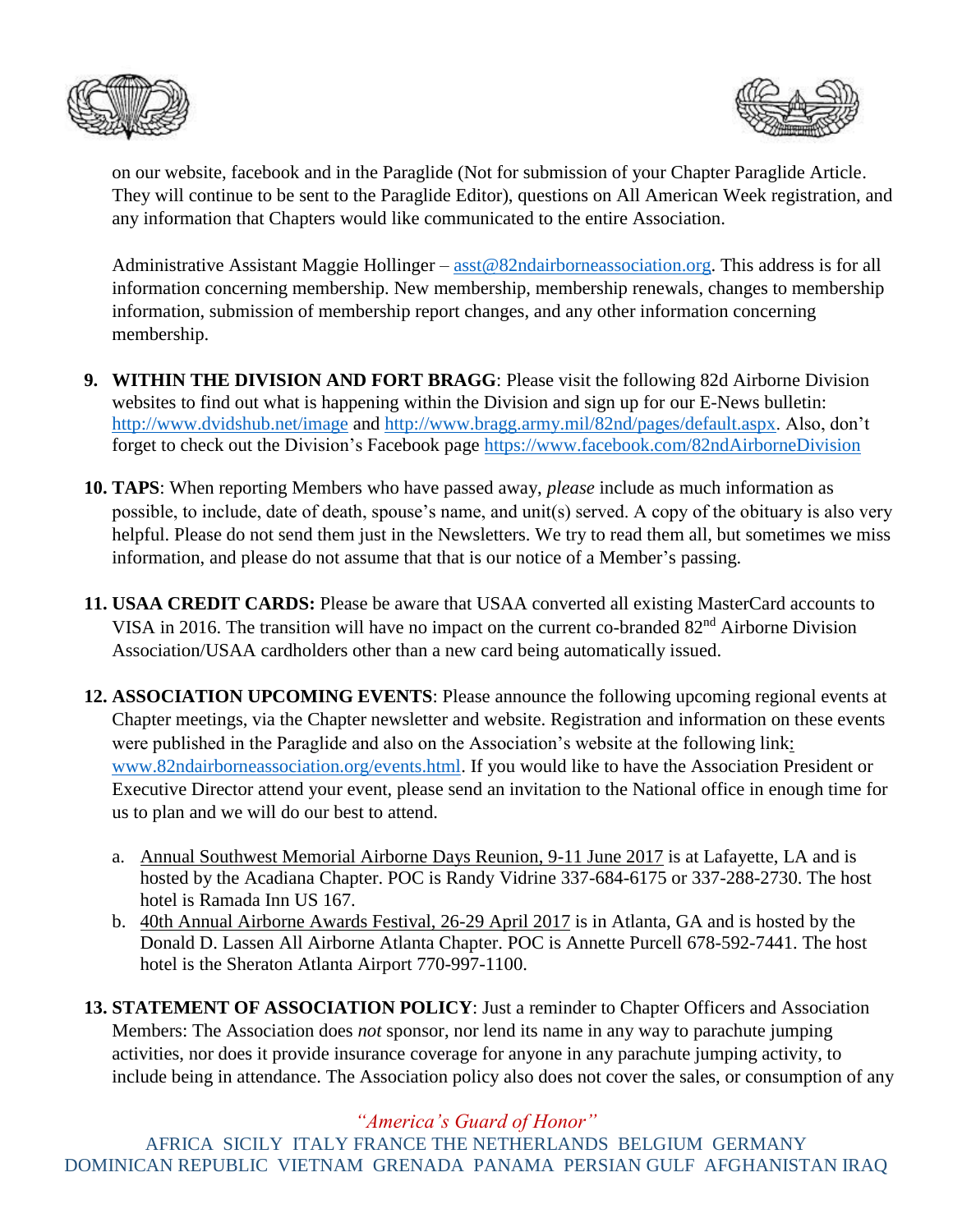on our website, facebook and in the Paraglide (Not for submission of your Chapter Paraglide Article. They will continue to be sent to the Paraglide Editor), questions on All American Week registration, and any information that Chapters would like communicated to the entire Association.

Administrative Assistant Maggie Hollinger – asst@82ndairborneassociation.org. This address is for all information concerning membership. New membership, membership renewals, changes to membership information, submission of membership report changes, and any other information concerning membership.

9. **WITHIN THE DIVISION AND FORT BRAGG**: Please visit the following 82d Airborne Division websites to find out what is happening within the Division and sign up for our E-News bulletin: http://www.dvidshub.net/image and http://www.bragg.army.mil/82nd/pages/default.aspx. Also, don't forget to check out the Division's Facebook page https://www.facebook.com/82ndAirborneDivision

10. **TAPS**: When reporting Members who have passed away, *please* include as much information as possible, to include, date of death, spouse's name, and unit(s) served. A copy of the obituary is also very helpful. Please do not send them just in the Newsletters. We try to read them all, but sometimes we miss information, and please do not assume that that is our notice of a Member's passing.

11. **USAA CREDIT CARDS:** Please be aware that USAA converted all existing MasterCard accounts to VISA in 2016. The transition will have no impact on the current co-branded 82nd Airborne Division Association/USAA cardholders other than a new card being automatically issued.

12. **ASSOCIATION UPCOMING EVENTS**: Please announce the following upcoming regional events at Chapter meetings, via the Chapter newsletter and website. Registration and information on these events were published in the Paraglide and also on the Association's website at the following link: www.82ndairborneassociation.org/events.html. If you would like to have the Association President or Executive Director attend your event, please send an invitation to the National office in enough time for us to plan and we will do our best to attend.

    a. Annual Southwest Memorial Airborne Days Reunion, 9-11 June 2017 is at Lafayette, LA and is hosted by the Acadiana Chapter. POC is Randy Vidrine 337-684-6175 or 337-288-2730. The host hotel is Ramada Inn US 167.
    b. 40th Annual Airborne Awards Festival, 26-29 April 2017 is in Atlanta, GA and is hosted by the Donald D. Lassen All Airborne Atlanta Chapter. POC is Annette Purcell 678-592-7441. The host hotel is the Sheraton Atlanta Airport 770-997-1100.

13. **STATEMENT OF ASSOCIATION POLICY**: Just a reminder to Chapter Officers and Association Members: The Association does *not* sponsor, nor lend its name in any way to parachute jumping activities, nor does it provide insurance coverage for anyone in any parachute jumping activity, to include being in attendance. The Association policy also does not cover the sales, or consumption of any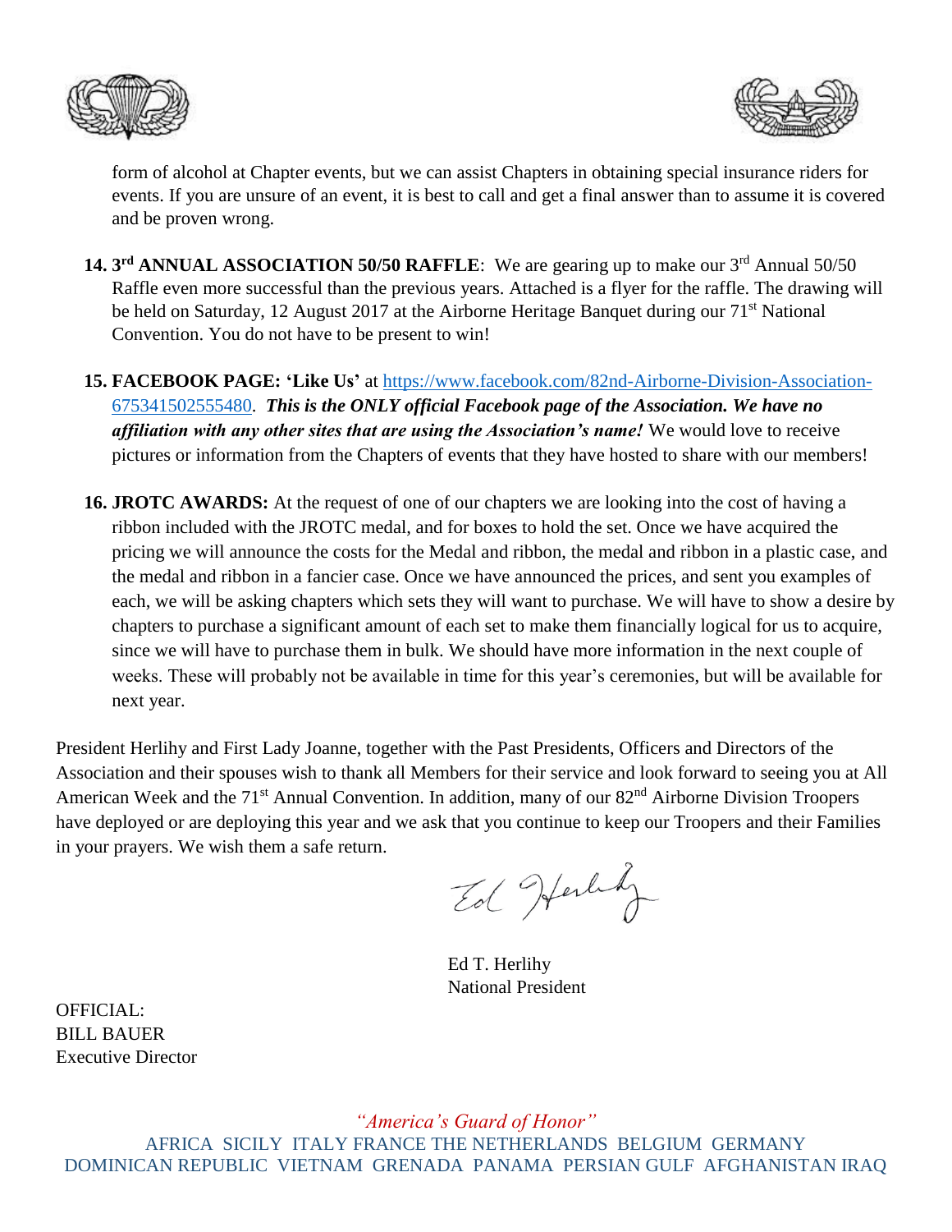form of alcohol at Chapter events, but we can assist Chapters in obtaining special insurance riders for events. If you are unsure of an event, it is best to call and get a final answer than to assume it is covered and be proven wrong.

14. **3rd ANNUAL ASSOCIATION 50/50 RAFFLE**: We are gearing up to make our 3rd Annual 50/50 Raffle even more successful than the previous years. Attached is a flyer for the raffle. The drawing will be held on Saturday, 12 August 2017 at the Airborne Heritage Banquet during our 71st National Convention. You do not have to be present to win!

15. **FACEBOOK PAGE: 'Like Us'** at https://www.facebook.com/82nd-Airborne-Division-Association-675341502555480. ***This is the ONLY official Facebook page of the Association. We have no affiliation with any other sites that are using the Association's name!*** We would love to receive pictures or information from the Chapters of events that they have hosted to share with our members!

16. **JROTC AWARDS:** At the request of one of our chapters we are looking into the cost of having a ribbon included with the JROTC medal, and for boxes to hold the set. Once we have acquired the pricing we will announce the costs for the Medal and ribbon, the medal and ribbon in a plastic case, and the medal and ribbon in a fancier case. Once we have announced the prices, and sent you examples of each, we will be asking chapters which sets they will want to purchase. We will have to show a desire by chapters to purchase a significant amount of each set to make them financially logical for us to acquire, since we will have to purchase them in bulk. We should have more information in the next couple of weeks. These will probably not be available in time for this year's ceremonies, but will be available for next year.

President Herlihy and First Lady Joanne, together with the Past Presidents, Officers and Directors of the Association and their spouses wish to thank all Members for their service and look forward to seeing you at All American Week and the 71st Annual Convention. In addition, many of our 82nd Airborne Division Troopers have deployed or are deploying this year and we ask that you continue to keep our Troopers and their Families in your prayers. We wish them a safe return.

Ed T. Herlihy
National President

OFFICIAL:
BILL BAUER
Executive Director

*"America's Guard of Honor"*

AFRICA SICILY ITALY FRANCE THE NETHERLANDS BELGIUM GERMANY DOMINICAN REPUBLIC VIETNAM GRENADA PANAMA PERSIAN GULF AFGHANISTAN IRAQ